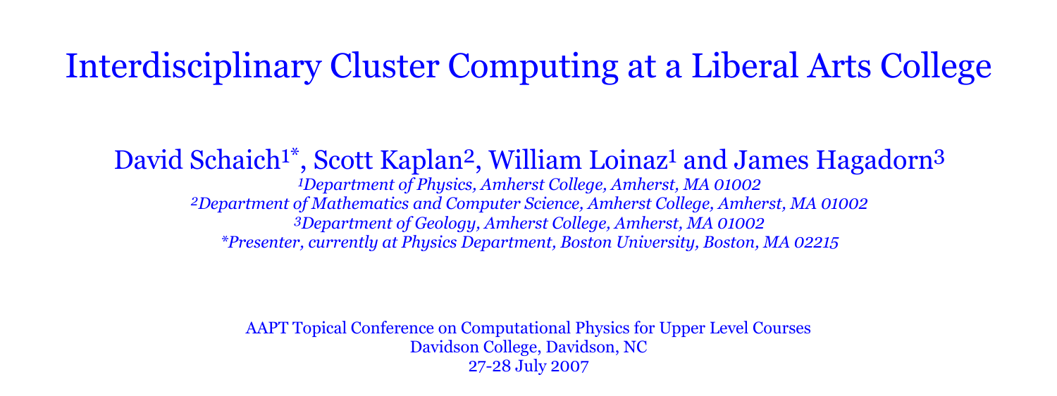# Interdisciplinary Cluster Computing at a Liberal Arts College

David Schaich[1*], Scott Kaplan[2], William Loinaz[1] and James Hagadorn[3]

*[1]Department of Physics, Amherst College, Amherst, MA 01002*
*[2]Department of Mathematics and Computer Science, Amherst College, Amherst, MA 01002*
*[3]Department of Geology, Amherst College, Amherst, MA 01002*
*[*]Presenter, currently at Physics Department, Boston University, Boston, MA 02215*

AAPT Topical Conference on Computational Physics for Upper Level Courses
Davidson College, Davidson, NC
27-28 July 2007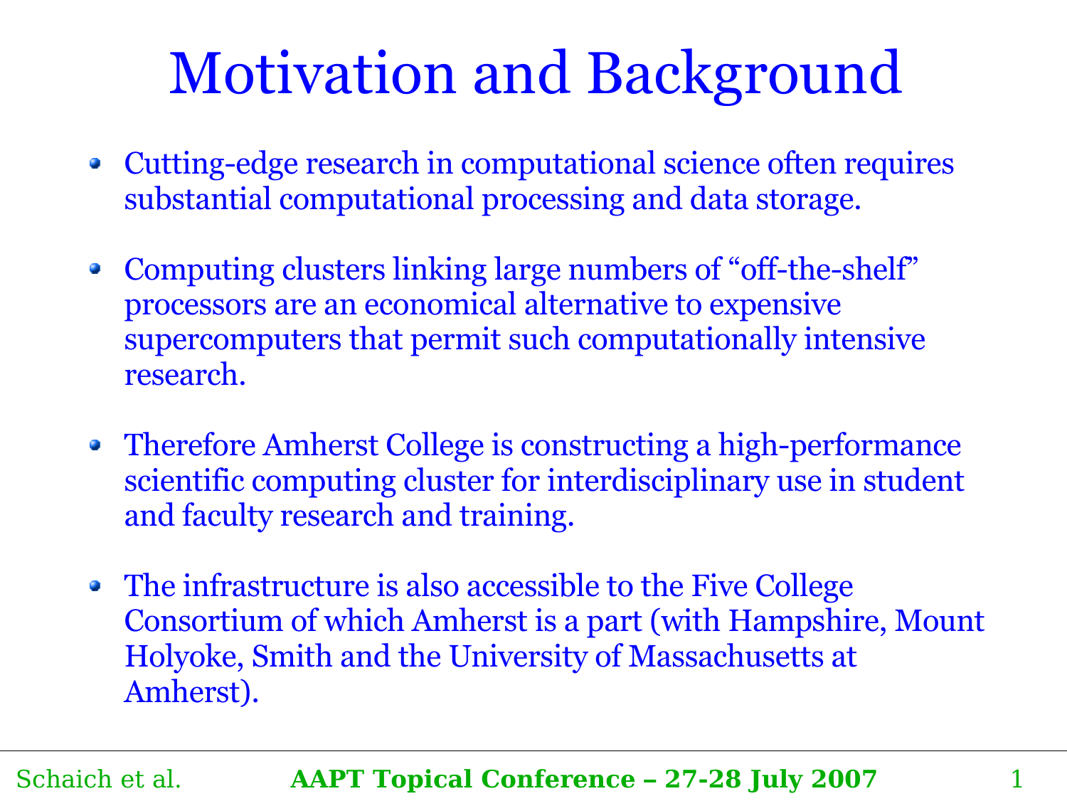# Motivation and Background

- Cutting-edge research in computational science often requires substantial computational processing and data storage.
- Computing clusters linking large numbers of “off-the-shelf” processors are an economical alternative to expensive supercomputers that permit such computationally intensive research.
- Therefore Amherst College is constructing a high-performance scientific computing cluster for interdisciplinary use in student and faculty research and training.
- The infrastructure is also accessible to the Five College Consortium of which Amherst is a part (with Hampshire, Mount Holyoke, Smith and the University of Massachusetts at Amherst).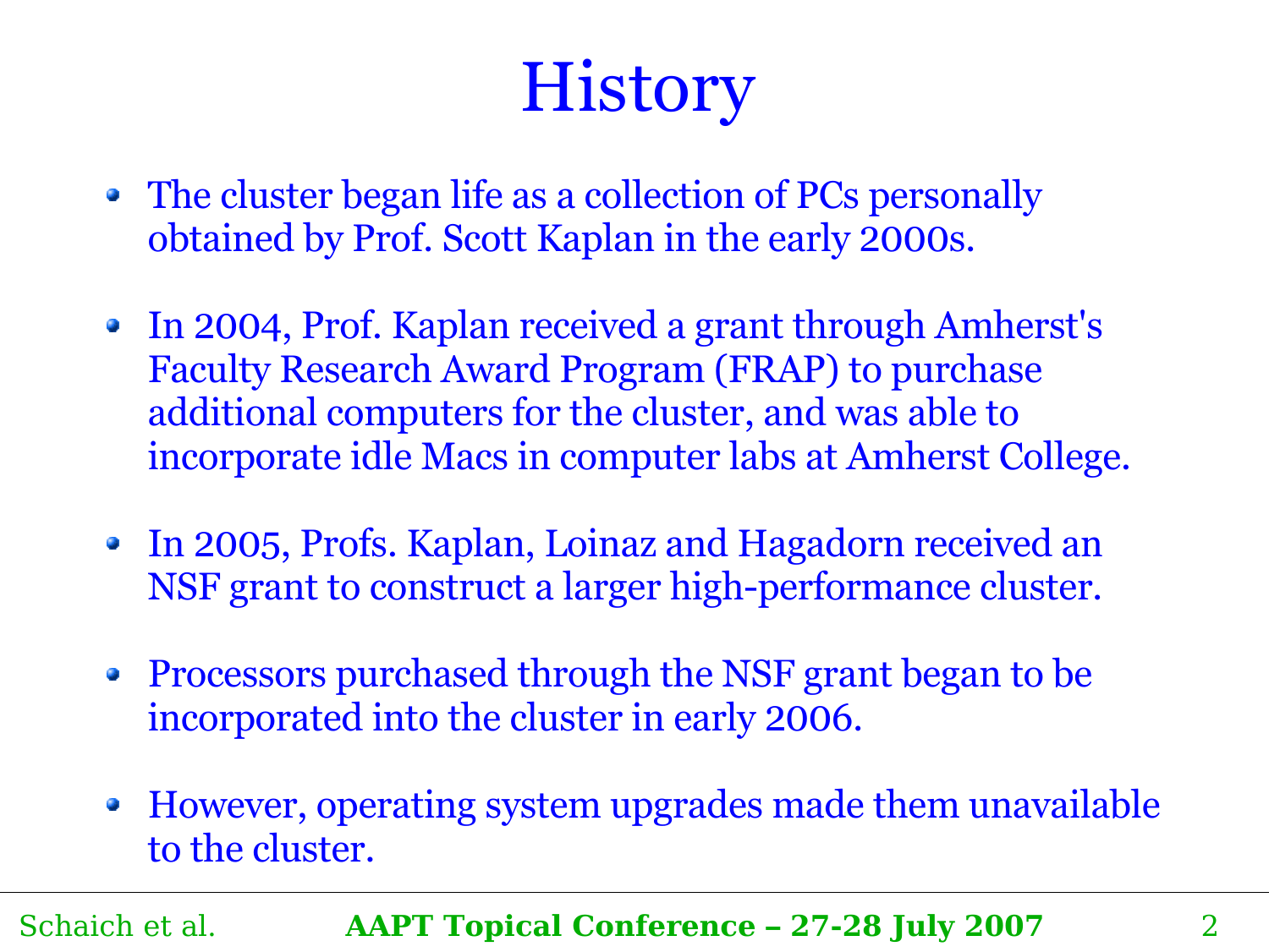# History

- The cluster began life as a collection of PCs personally obtained by Prof. Scott Kaplan in the early 2000s.
- In 2004, Prof. Kaplan received a grant through Amherst's Faculty Research Award Program (FRAP) to purchase additional computers for the cluster, and was able to incorporate idle Macs in computer labs at Amherst College.
- In 2005, Profs. Kaplan, Loinaz and Hagadorn received an NSF grant to construct a larger high-performance cluster.
- Processors purchased through the NSF grant began to be incorporated into the cluster in early 2006.
- However, operating system upgrades made them unavailable to the cluster.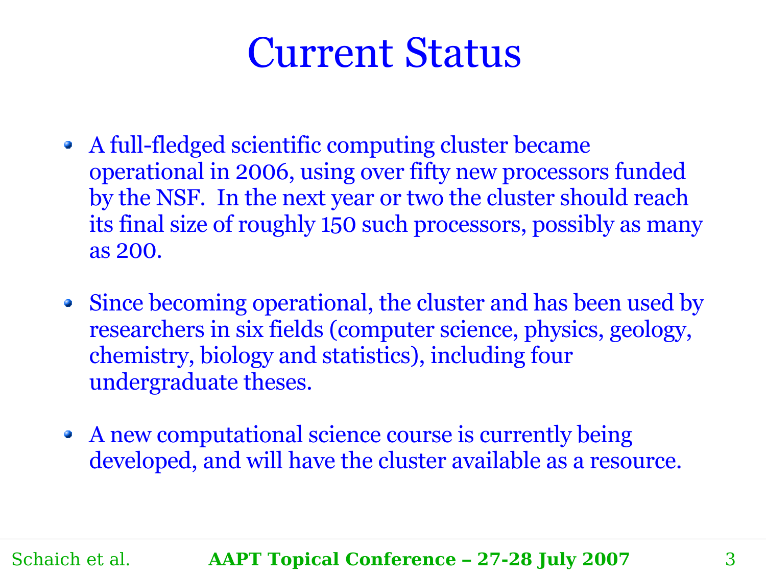# Current Status

- A full-fledged scientific computing cluster became operational in 2006, using over fifty new processors funded by the NSF. In the next year or two the cluster should reach its final size of roughly 150 such processors, possibly as many as 200.

- Since becoming operational, the cluster and has been used by researchers in six fields (computer science, physics, geology, chemistry, biology and statistics), including four undergraduate theses.

- A new computational science course is currently being developed, and will have the cluster available as a resource.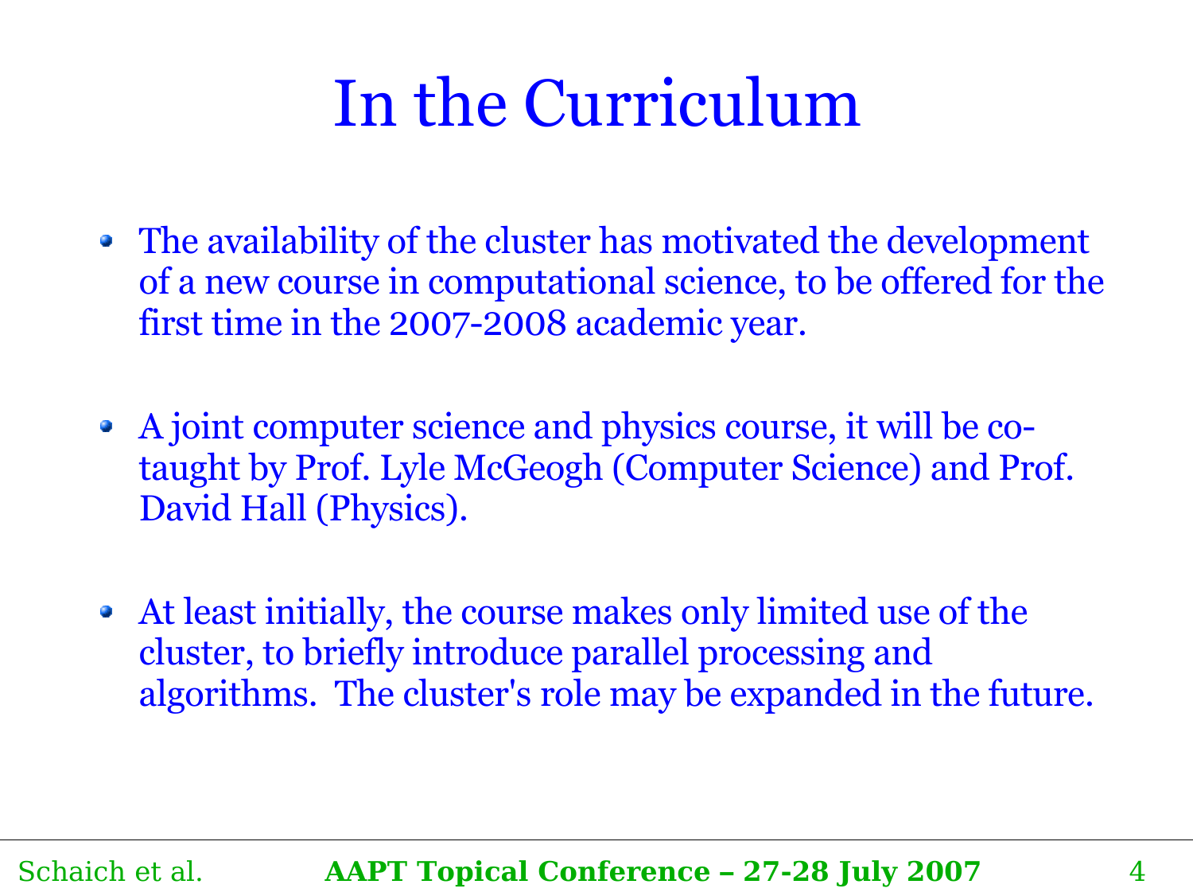# In the Curriculum

- The availability of the cluster has motivated the development of a new course in computational science, to be offered for the first time in the 2007-2008 academic year.

- A joint computer science and physics course, it will be co-taught by Prof. Lyle McGeogh (Computer Science) and Prof. David Hall (Physics).

- At least initially, the course makes only limited use of the cluster, to briefly introduce parallel processing and algorithms. The cluster's role may be expanded in the future.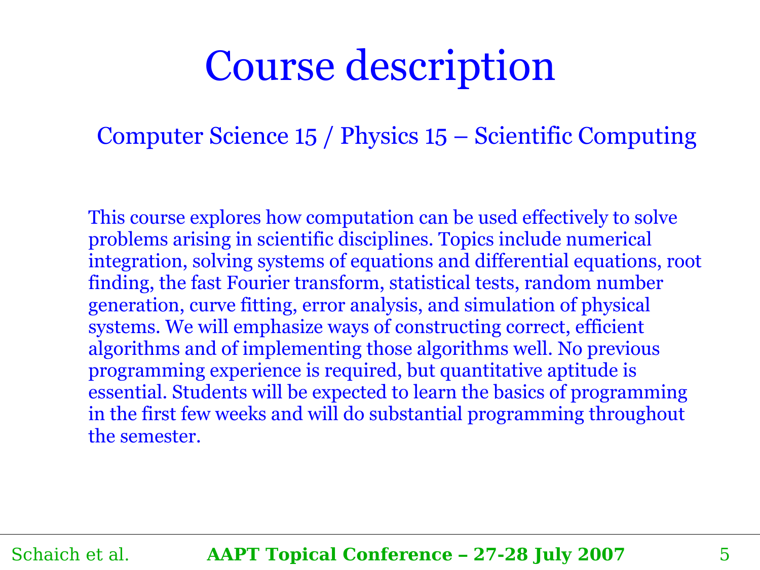# Course description

Computer Science 15 / Physics 15 – Scientific Computing

This course explores how computation can be used effectively to solve problems arising in scientific disciplines. Topics include numerical integration, solving systems of equations and differential equations, root finding, the fast Fourier transform, statistical tests, random number generation, curve fitting, error analysis, and simulation of physical systems. We will emphasize ways of constructing correct, efficient algorithms and of implementing those algorithms well. No previous programming experience is required, but quantitative aptitude is essential. Students will be expected to learn the basics of programming in the first few weeks and will do substantial programming throughout the semester.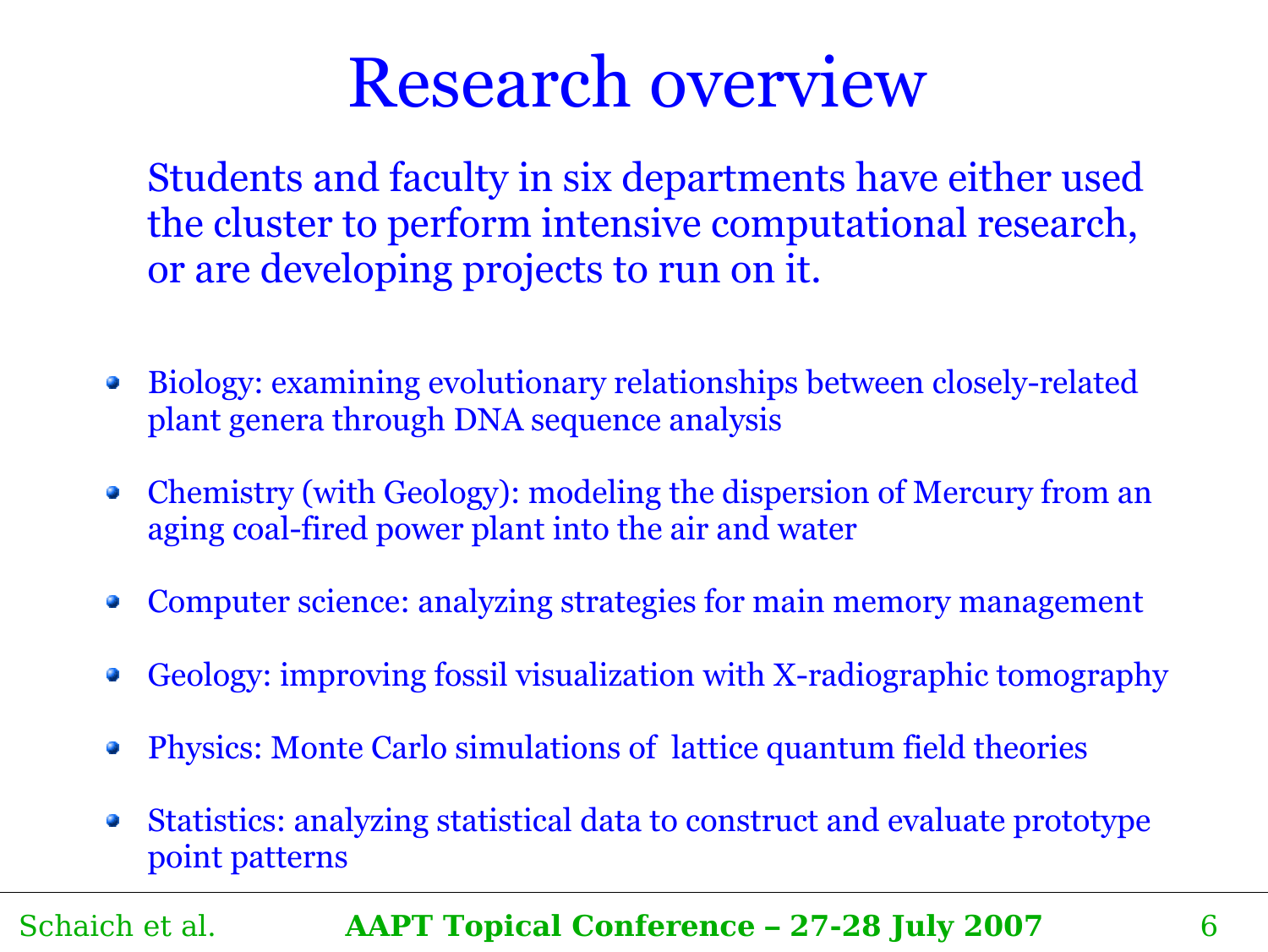# Research overview

Students and faculty in six departments have either used the cluster to perform intensive computational research, or are developing projects to run on it.

- Biology: examining evolutionary relationships between closely-related plant genera through DNA sequence analysis
- Chemistry (with Geology): modeling the dispersion of Mercury from an aging coal-fired power plant into the air and water
- Computer science: analyzing strategies for main memory management
- Geology: improving fossil visualization with X-radiographic tomography
- Physics: Monte Carlo simulations of lattice quantum field theories
- Statistics: analyzing statistical data to construct and evaluate prototype point patterns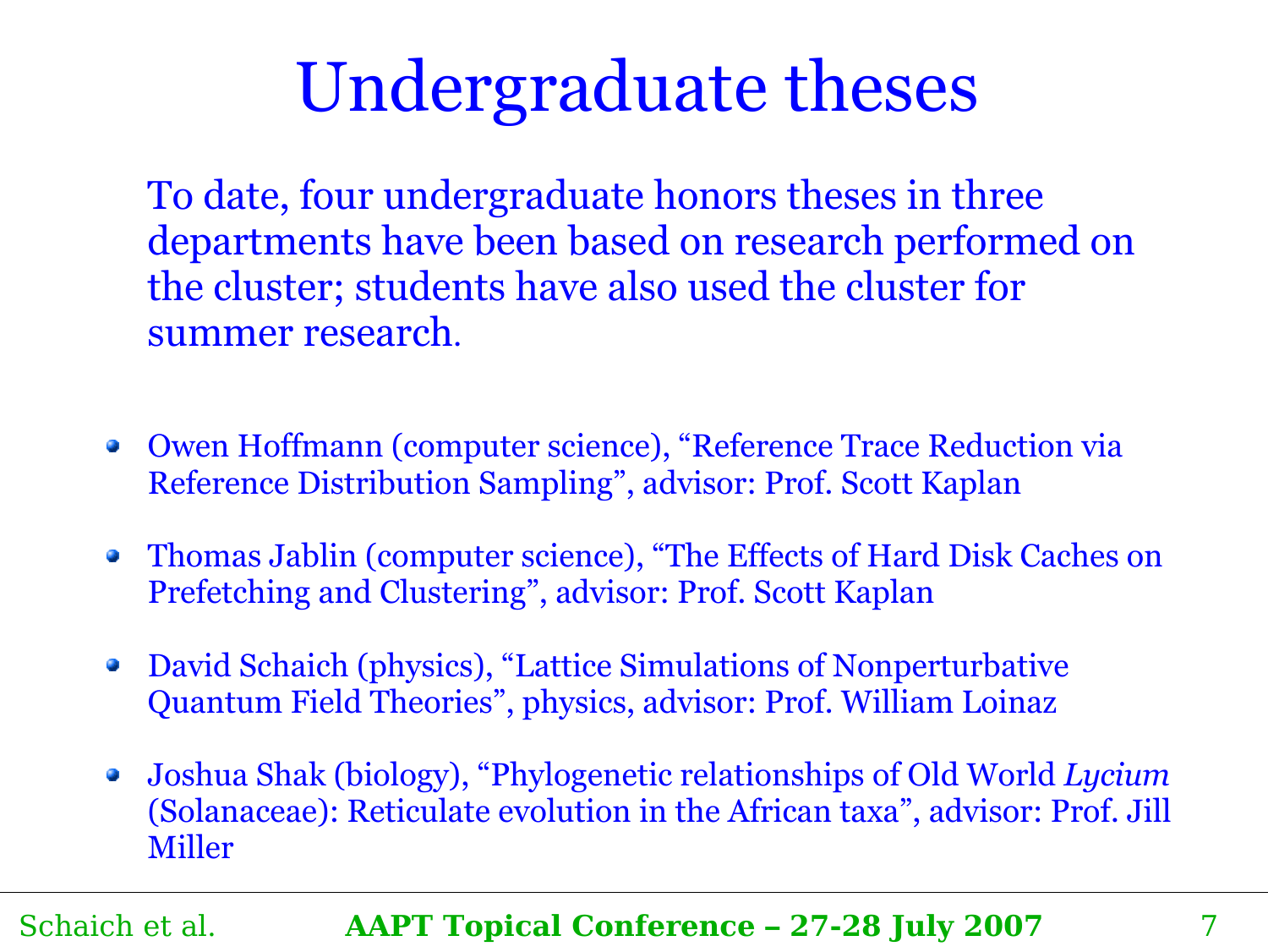# Undergraduate theses

To date, four undergraduate honors theses in three departments have been based on research performed on the cluster; students have also used the cluster for summer research.

- Owen Hoffmann (computer science), “Reference Trace Reduction via Reference Distribution Sampling”, advisor: Prof. Scott Kaplan
- Thomas Jablin (computer science), “The Effects of Hard Disk Caches on Prefetching and Clustering”, advisor: Prof. Scott Kaplan
- David Schaich (physics), “Lattice Simulations of Nonperturbative Quantum Field Theories”, physics, advisor: Prof. William Loinaz
- Joshua Shak (biology), “Phylogenetic relationships of Old World *Lycium* (Solanaceae): Reticulate evolution in the African taxa”, advisor: Prof. Jill Miller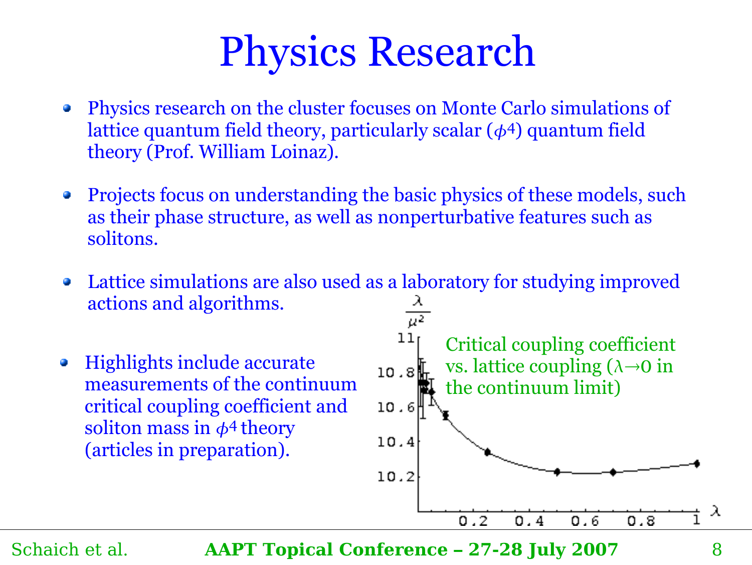# Physics Research

- Physics research on the cluster focuses on Monte Carlo simulations of lattice quantum field theory, particularly scalar ($\phi^4$) quantum field theory (Prof. William Loinaz).

- Projects focus on understanding the basic physics of these models, such as their phase structure, as well as nonperturbative features such as solitons.

- Lattice simulations are also used as a laboratory for studying improved actions and algorithms.

- Highlights include accurate measurements of the continuum critical coupling coefficient and soliton mass in $\phi^4$ theory (articles in preparation).

Critical coupling coefficient vs. lattice coupling ($\lambda \to 0$ in the continuum limit)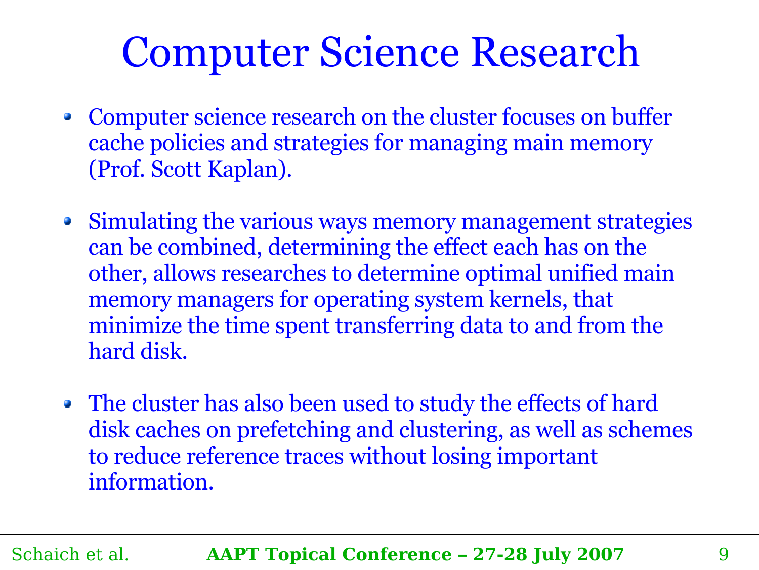# Computer Science Research

- Computer science research on the cluster focuses on buffer cache policies and strategies for managing main memory (Prof. Scott Kaplan).

- Simulating the various ways memory management strategies can be combined, determining the effect each has on the other, allows researches to determine optimal unified main memory managers for operating system kernels, that minimize the time spent transferring data to and from the hard disk.

- The cluster has also been used to study the effects of hard disk caches on prefetching and clustering, as well as schemes to reduce reference traces without losing important information.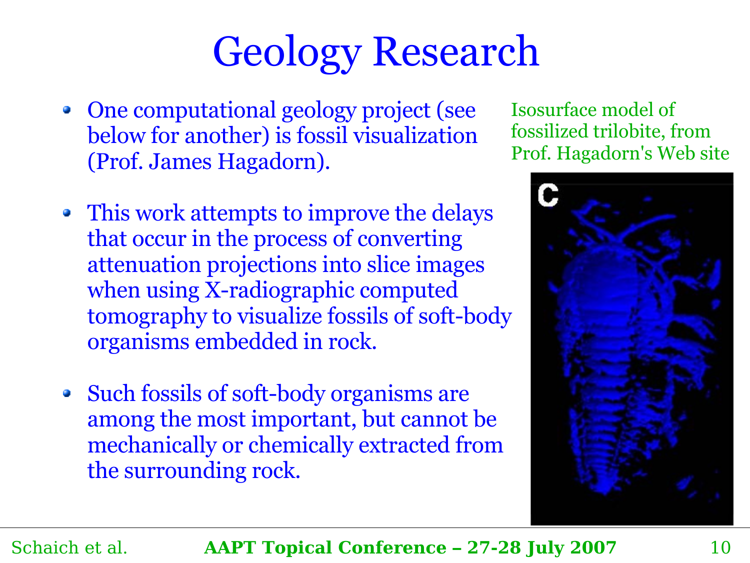# Geology Research

- One computational geology project (see below for another) is fossil visualization (Prof. James Hagadorn).
- This work attempts to improve the delays that occur in the process of converting attenuation projections into slice images when using X-radiographic computed tomography to visualize fossils of soft-body organisms embedded in rock.
- Such fossils of soft-body organisms are among the most important, but cannot be mechanically or chemically extracted from the surrounding rock.

Isosurface model of fossilized trilobite, from Prof. Hagadorn's Web site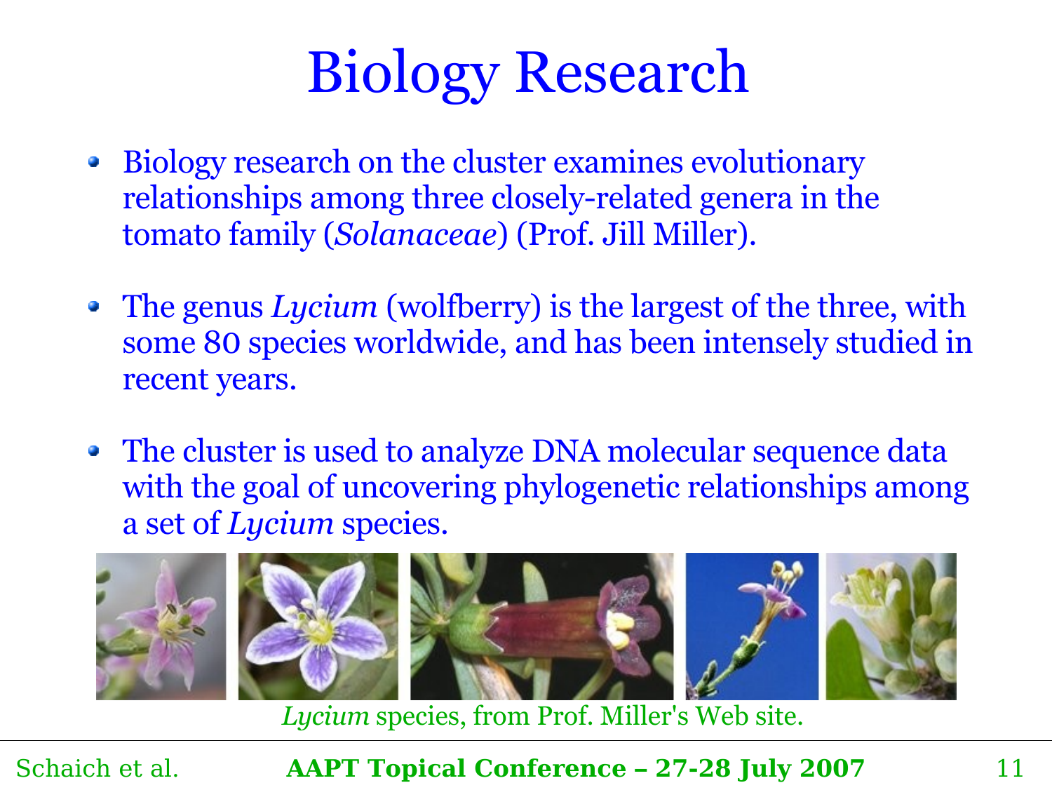# Biology Research

- Biology research on the cluster examines evolutionary relationships among three closely-related genera in the tomato family (*Solanaceae*) (Prof. Jill Miller).
- The genus *Lycium* (wolfberry) is the largest of the three, with some 80 species worldwide, and has been intensely studied in recent years.
- The cluster is used to analyze DNA molecular sequence data with the goal of uncovering phylogenetic relationships among a set of *Lycium* species.

*Lycium* species, from Prof. Miller's Web site.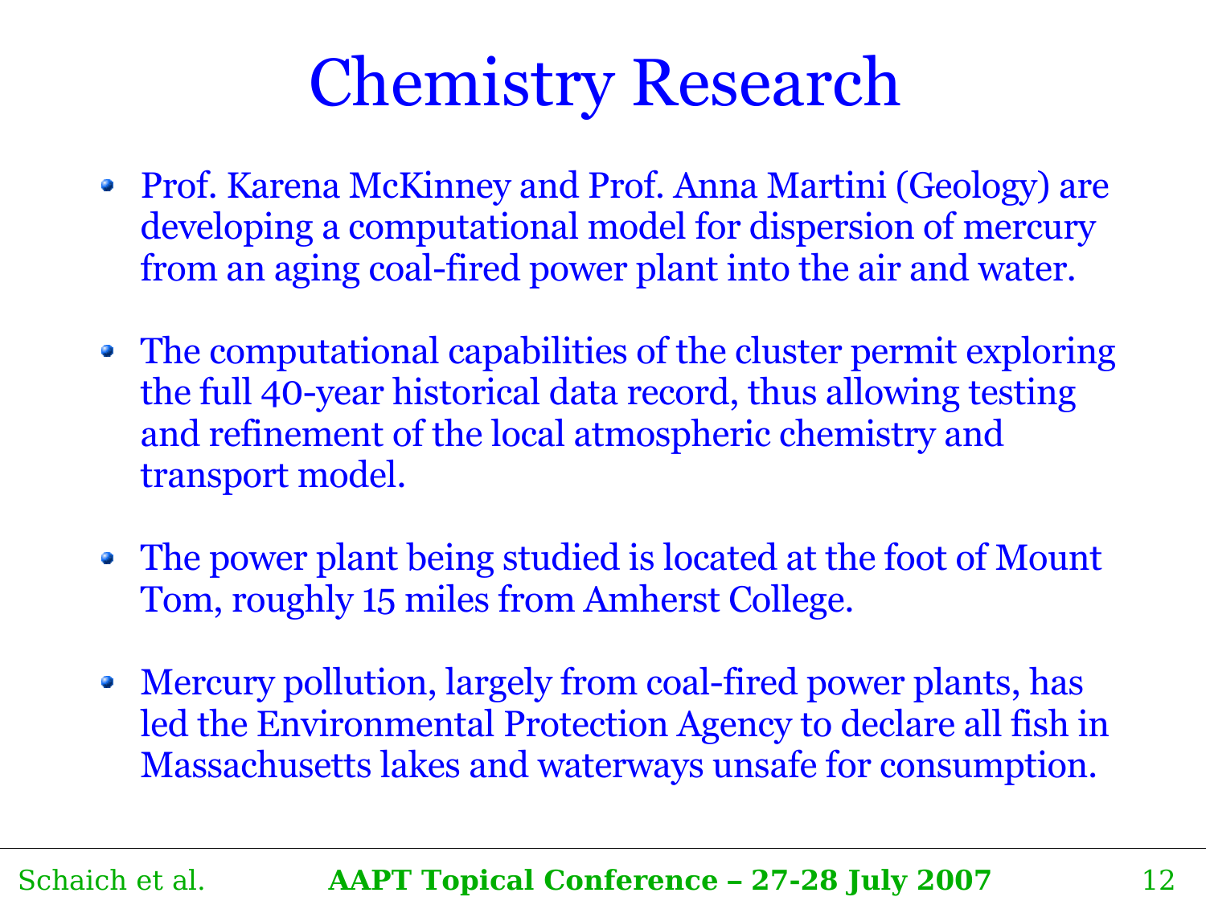# Chemistry Research

- Prof. Karena McKinney and Prof. Anna Martini (Geology) are developing a computational model for dispersion of mercury from an aging coal-fired power plant into the air and water.
- The computational capabilities of the cluster permit exploring the full 40-year historical data record, thus allowing testing and refinement of the local atmospheric chemistry and transport model.
- The power plant being studied is located at the foot of Mount Tom, roughly 15 miles from Amherst College.
- Mercury pollution, largely from coal-fired power plants, has led the Environmental Protection Agency to declare all fish in Massachusetts lakes and waterways unsafe for consumption.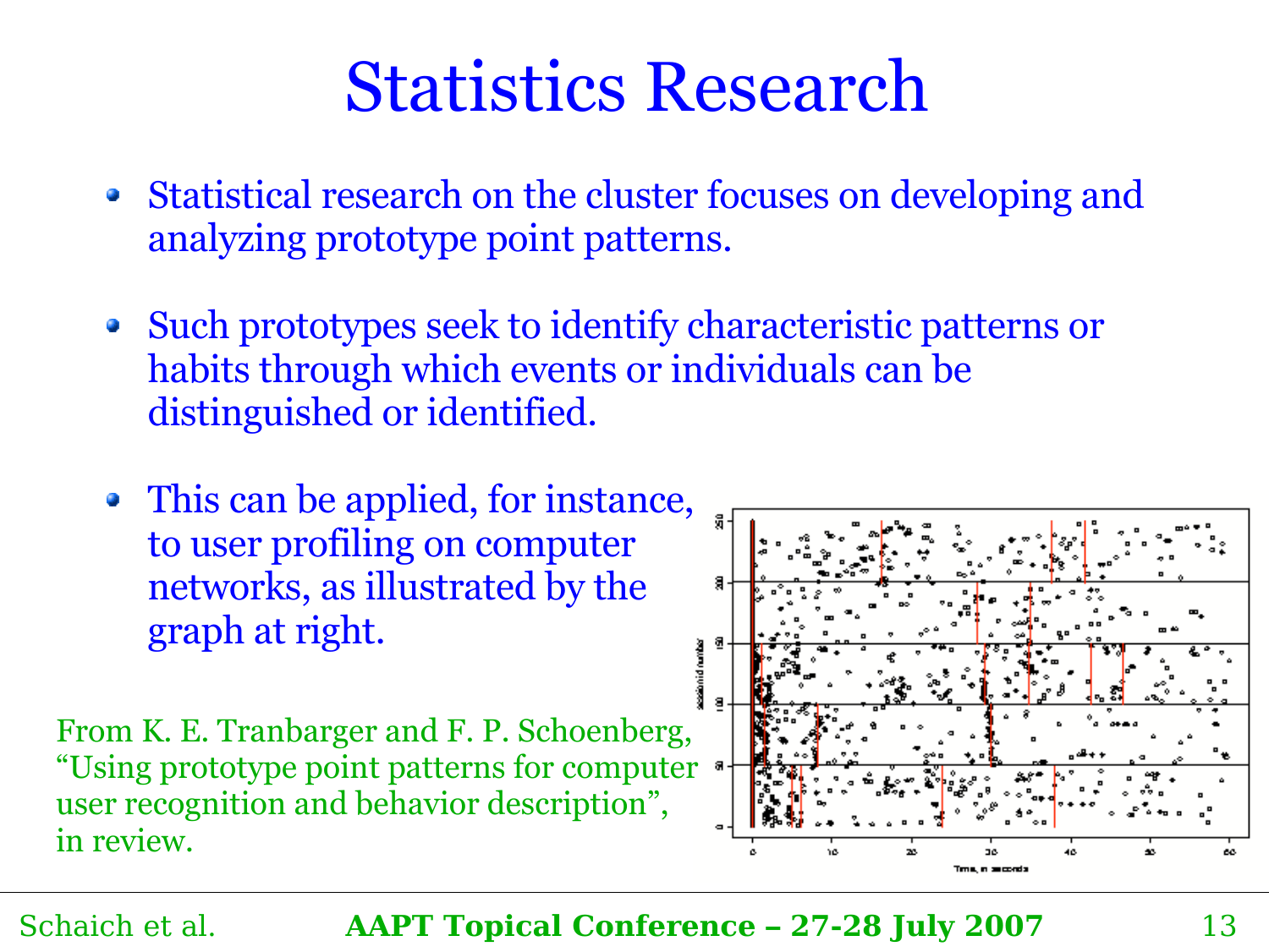# Statistics Research

- Statistical research on the cluster focuses on developing and analyzing prototype point patterns.
- Such prototypes seek to identify characteristic patterns or habits through which events or individuals can be distinguished or identified.
- This can be applied, for instance, to user profiling on computer networks, as illustrated by the graph at right.

From K. E. Tranbarger and F. P. Schoenberg, "Using prototype point patterns for computer user recognition and behavior description", in review.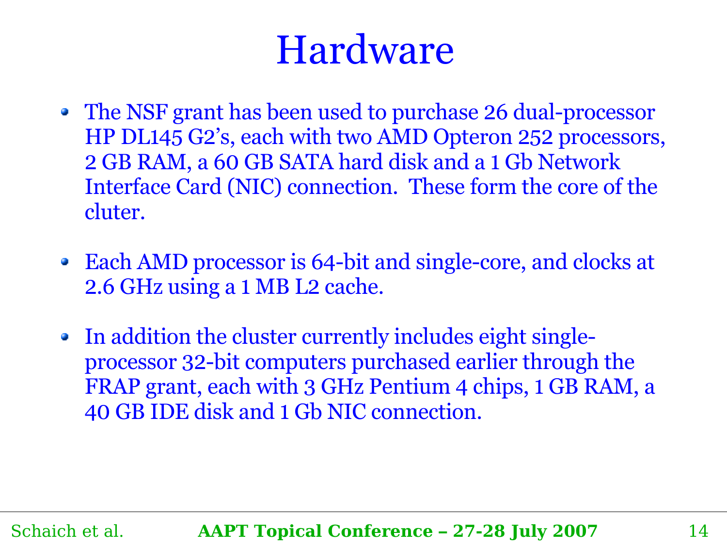# Hardware

- The NSF grant has been used to purchase 26 dual-processor HP DL145 G2's, each with two AMD Opteron 252 processors, 2 GB RAM, a 60 GB SATA hard disk and a 1 Gb Network Interface Card (NIC) connection. These form the core of the cluter.

- Each AMD processor is 64-bit and single-core, and clocks at 2.6 GHz using a 1 MB L2 cache.

- In addition the cluster currently includes eight single-processor 32-bit computers purchased earlier through the FRAP grant, each with 3 GHz Pentium 4 chips, 1 GB RAM, a 40 GB IDE disk and 1 Gb NIC connection.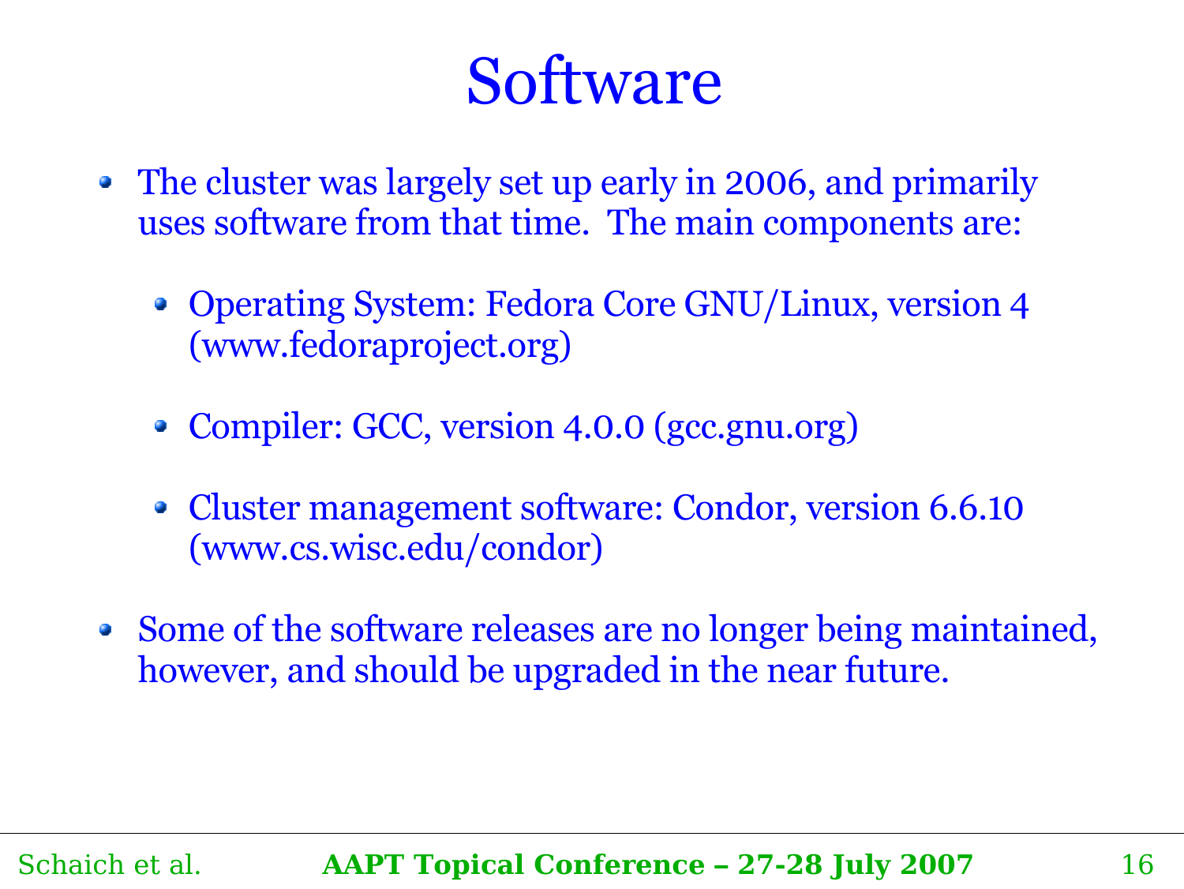# Software

- The cluster was largely set up early in 2006, and primarily uses software from that time. The main components are:
  - Operating System: Fedora Core GNU/Linux, version 4 (www.fedoraproject.org)
  - Compiler: GCC, version 4.0.0 (gcc.gnu.org)
  - Cluster management software: Condor, version 6.6.10 (www.cs.wisc.edu/condor)
- Some of the software releases are no longer being maintained, however, and should be upgraded in the near future.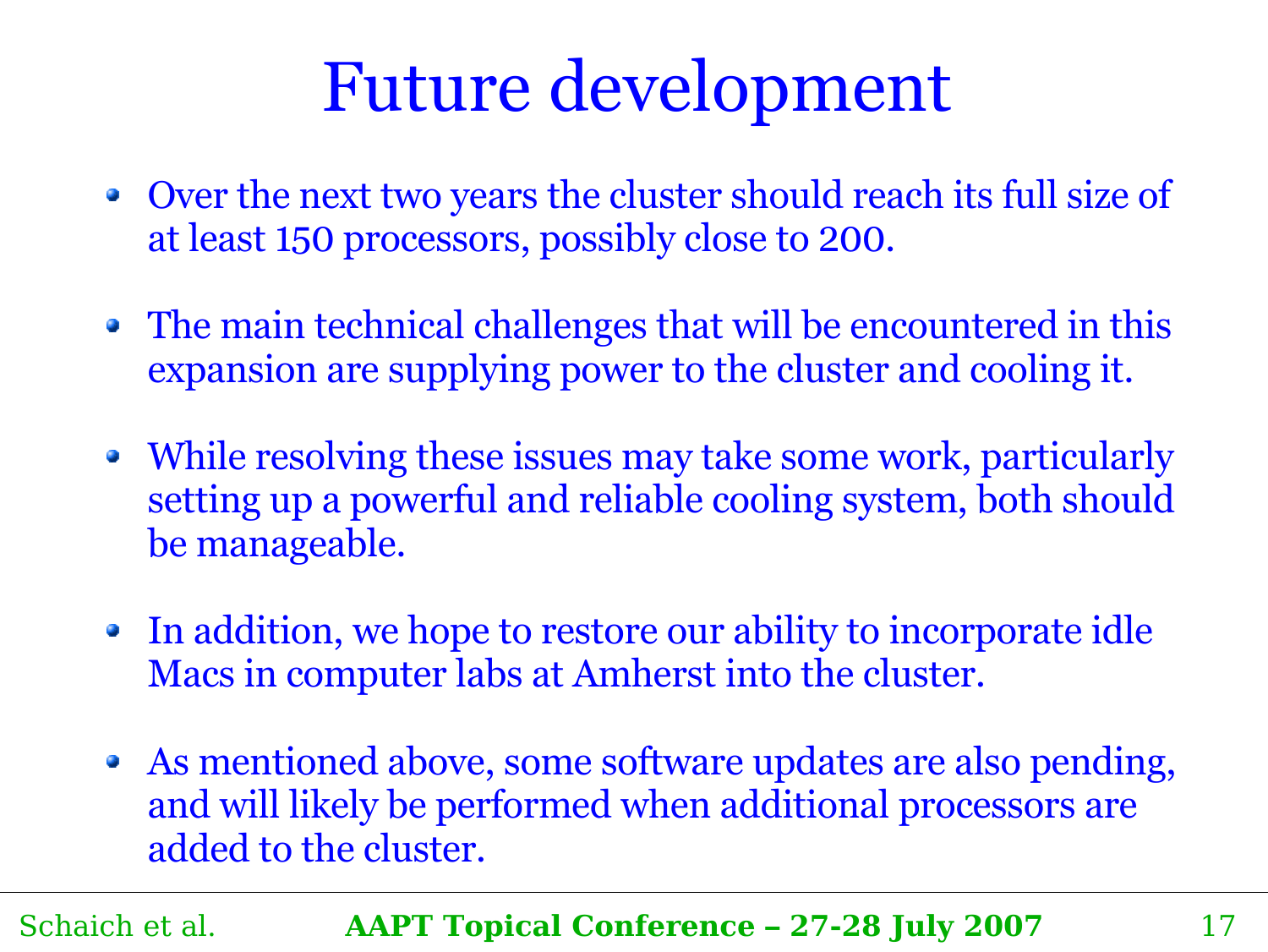# Future development

- Over the next two years the cluster should reach its full size of at least 150 processors, possibly close to 200.
- The main technical challenges that will be encountered in this expansion are supplying power to the cluster and cooling it.
- While resolving these issues may take some work, particularly setting up a powerful and reliable cooling system, both should be manageable.
- In addition, we hope to restore our ability to incorporate idle Macs in computer labs at Amherst into the cluster.
- As mentioned above, some software updates are also pending, and will likely be performed when additional processors are added to the cluster.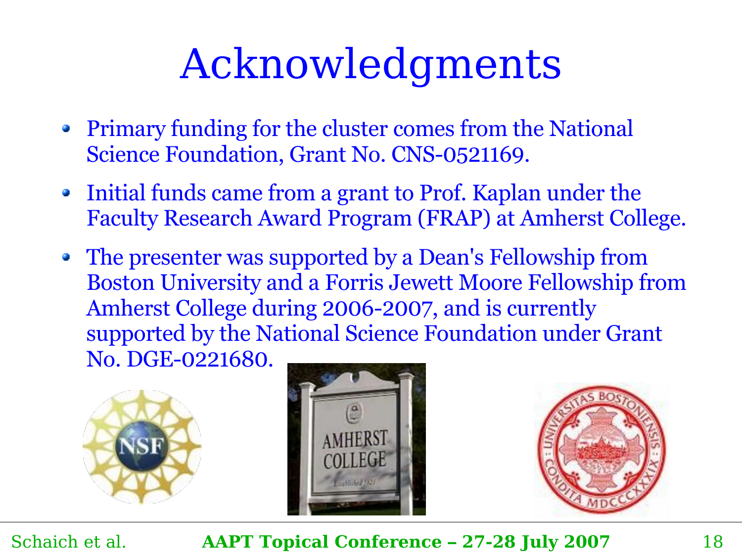# Acknowledgments

- Primary funding for the cluster comes from the National Science Foundation, Grant No. CNS-0521169.
- Initial funds came from a grant to Prof. Kaplan under the Faculty Research Award Program (FRAP) at Amherst College.
- The presenter was supported by a Dean's Fellowship from Boston University and a Forris Jewett Moore Fellowship from Amherst College during 2006-2007, and is currently supported by the National Science Foundation under Grant No. DGE-0221680.